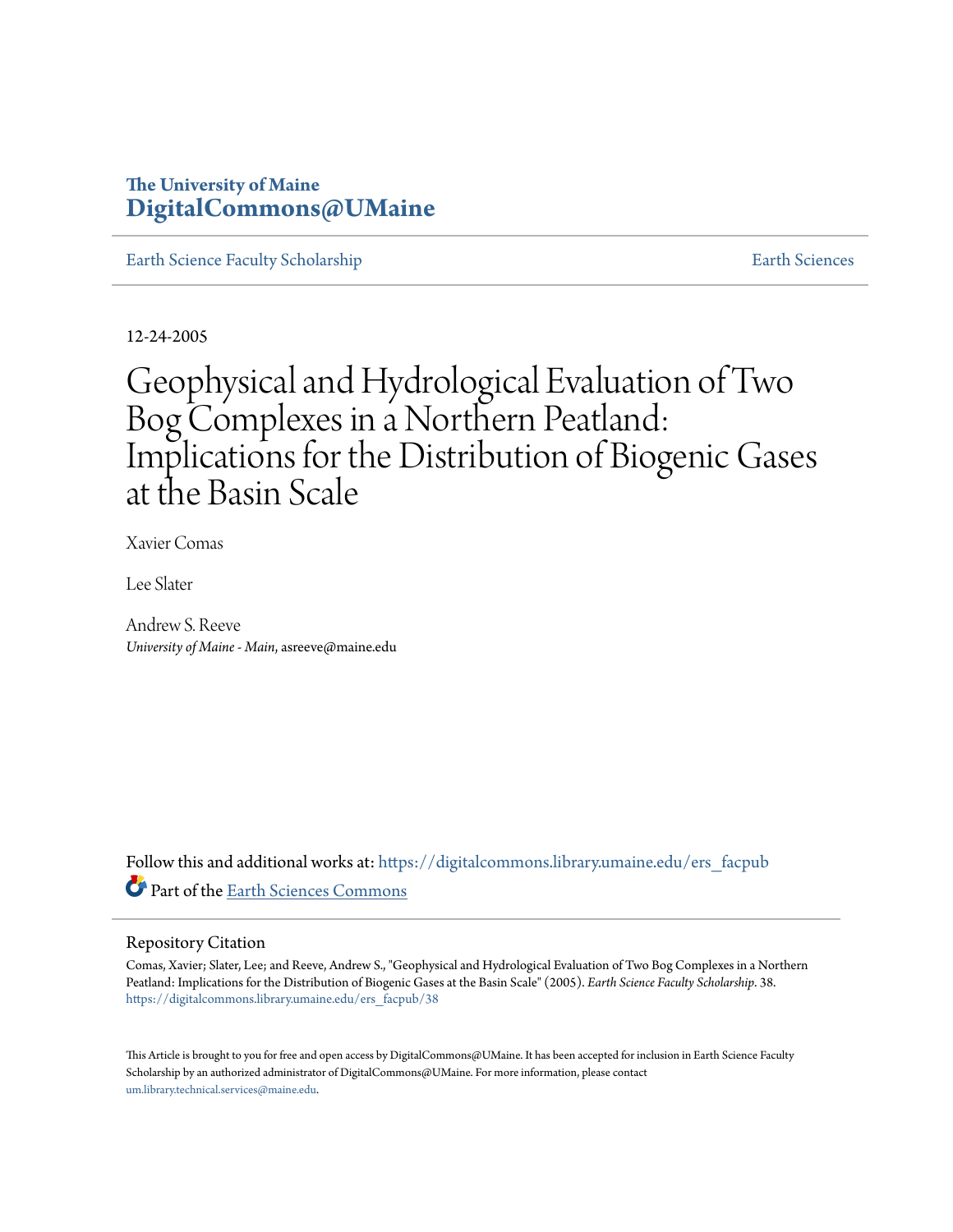The University of Maine
**DigitalCommons@UMaine**

Earth Science Faculty Scholarship | Earth Sciences

12-24-2005

# Geophysical and Hydrological Evaluation of Two Bog Complexes in a Northern Peatland: Implications for the Distribution of Biogenic Gases at the Basin Scale

Xavier Comas

Lee Slater

Andrew S. Reeve
*University of Maine - Main*, asreeve@maine.edu

Follow this and additional works at: https://digitalcommons.library.umaine.edu/ers_facpub

Part of the Earth Sciences Commons

## Repository Citation

Comas, Xavier; Slater, Lee; and Reeve, Andrew S., "Geophysical and Hydrological Evaluation of Two Bog Complexes in a Northern Peatland: Implications for the Distribution of Biogenic Gases at the Basin Scale" (2005). *Earth Science Faculty Scholarship*. 38.
https://digitalcommons.library.umaine.edu/ers_facpub/38

This Article is brought to you for free and open access by DigitalCommons@UMaine. It has been accepted for inclusion in Earth Science Faculty Scholarship by an authorized administrator of DigitalCommons@UMaine. For more information, please contact um.library.technical.services@maine.edu.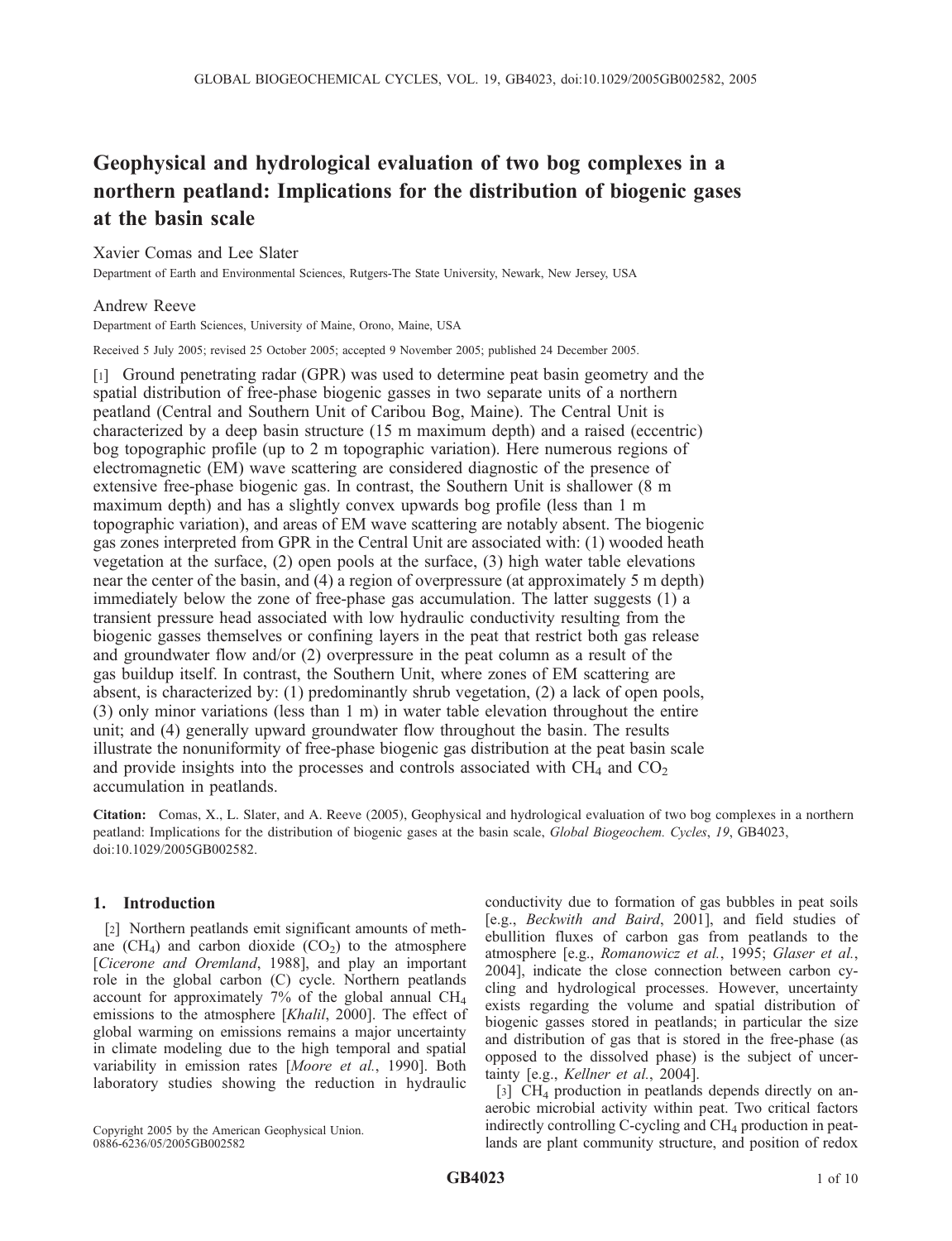# Geophysical and hydrological evaluation of two bog complexes in a northern peatland: Implications for the distribution of biogenic gases at the basin scale

Xavier Comas and Lee Slater

Department of Earth and Environmental Sciences, Rutgers-The State University, Newark, New Jersey, USA

Andrew Reeve

Department of Earth Sciences, University of Maine, Orono, Maine, USA

Received 5 July 2005; revised 25 October 2005; accepted 9 November 2005; published 24 December 2005.

[1] Ground penetrating radar (GPR) was used to determine peat basin geometry and the spatial distribution of free-phase biogenic gasses in two separate units of a northern peatland (Central and Southern Unit of Caribou Bog, Maine). The Central Unit is characterized by a deep basin structure (15 m maximum depth) and a raised (eccentric) bog topographic profile (up to 2 m topographic variation). Here numerous regions of electromagnetic (EM) wave scattering are considered diagnostic of the presence of extensive free-phase biogenic gas. In contrast, the Southern Unit is shallower (8 m maximum depth) and has a slightly convex upwards bog profile (less than 1 m topographic variation), and areas of EM wave scattering are notably absent. The biogenic gas zones interpreted from GPR in the Central Unit are associated with: (1) wooded heath vegetation at the surface, (2) open pools at the surface, (3) high water table elevations near the center of the basin, and (4) a region of overpressure (at approximately 5 m depth) immediately below the zone of free-phase gas accumulation. The latter suggests (1) a transient pressure head associated with low hydraulic conductivity resulting from the biogenic gasses themselves or confining layers in the peat that restrict both gas release and groundwater flow and/or (2) overpressure in the peat column as a result of the gas buildup itself. In contrast, the Southern Unit, where zones of EM scattering are absent, is characterized by: (1) predominantly shrub vegetation, (2) a lack of open pools, (3) only minor variations (less than 1 m) in water table elevation throughout the entire unit; and (4) generally upward groundwater flow throughout the basin. The results illustrate the nonuniformity of free-phase biogenic gas distribution at the peat basin scale and provide insights into the processes and controls associated with $CH_4$ and $CO_2$ accumulation in peatlands.

**Citation:** Comas, X., L. Slater, and A. Reeve (2005), Geophysical and hydrological evaluation of two bog complexes in a northern peatland: Implications for the distribution of biogenic gases at the basin scale, *Global Biogeochem. Cycles*, *19*, GB4023, doi:10.1029/2005GB002582.

## 1. Introduction

[2] Northern peatlands emit significant amounts of methane ($CH_4$) and carbon dioxide ($CO_2$) to the atmosphere [*Cicerone and Oremland*, 1988], and play an important role in the global carbon (C) cycle. Northern peatlands account for approximately 7% of the global annual $CH_4$ emissions to the atmosphere [*Khalil*, 2000]. The effect of global warming on emissions remains a major uncertainty in climate modeling due to the high temporal and spatial variability in emission rates [*Moore et al.*, 1990]. Both laboratory studies showing the reduction in hydraulic conductivity due to formation of gas bubbles in peat soils [e.g., *Beckwith and Baird*, 2001], and field studies of ebullition fluxes of carbon gas from peatlands to the atmosphere [e.g., *Romanowicz et al.*, 1995; *Glaser et al.*, 2004], indicate the close connection between carbon cycling and hydrological processes. However, uncertainty exists regarding the volume and spatial distribution of biogenic gasses stored in peatlands; in particular the size and distribution of gas that is stored in the free-phase (as opposed to the dissolved phase) is the subject of uncertainty [e.g., *Kellner et al.*, 2004].

[3] $CH_4$ production in peatlands depends directly on anaerobic microbial activity within peat. Two critical factors indirectly controlling C-cycling and $CH_4$ production in peatlands are plant community structure, and position of redox

Copyright 2005 by the American Geophysical Union.
0886-6236/05/2005GB002582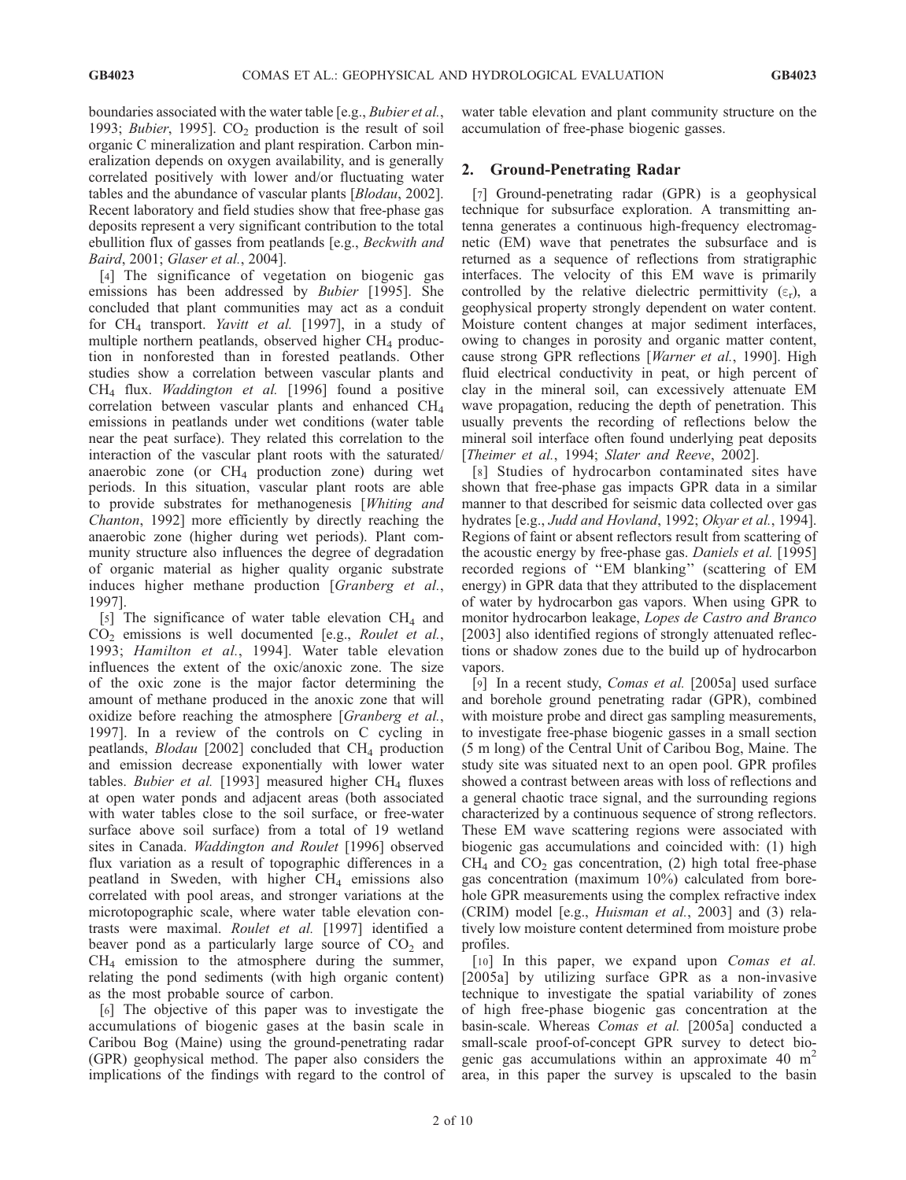boundaries associated with the water table [e.g., *Bubier et al.*, 1993; *Bubier*, 1995]. $CO_2$ production is the result of soil organic C mineralization and plant respiration. Carbon mineralization depends on oxygen availability, and is generally correlated positively with lower and/or fluctuating water tables and the abundance of vascular plants [*Blodau*, 2002]. Recent laboratory and field studies show that free-phase gas deposits represent a very significant contribution to the total ebullition flux of gasses from peatlands [e.g., *Beckwith and Baird*, 2001; *Glaser et al.*, 2004].

[4] The significance of vegetation on biogenic gas emissions has been addressed by *Bubier* [1995]. She concluded that plant communities may act as a conduit for $CH_4$ transport. *Yavitt et al.* [1997], in a study of multiple northern peatlands, observed higher $CH_4$ production in nonforested than in forested peatlands. Other studies show a correlation between vascular plants and $CH_4$ flux. *Waddington et al.* [1996] found a positive correlation between vascular plants and enhanced $CH_4$ emissions in peatlands under wet conditions (water table near the peat surface). They related this correlation to the interaction of the vascular plant roots with the saturated/anaerobic zone (or $CH_4$ production zone) during wet periods. In this situation, vascular plant roots are able to provide substrates for methanogenesis [*Whiting and Chanton*, 1992] more efficiently by directly reaching the anaerobic zone (higher during wet periods). Plant community structure also influences the degree of degradation of organic material as higher quality organic substrate induces higher methane production [*Granberg et al.*, 1997].

[5] The significance of water table elevation $CH_4$ and $CO_2$ emissions is well documented [e.g., *Roulet et al.*, 1993; *Hamilton et al.*, 1994]. Water table elevation influences the extent of the oxic/anoxic zone. The size of the oxic zone is the major factor determining the amount of methane produced in the anoxic zone that will oxidize before reaching the atmosphere [*Granberg et al.*, 1997]. In a review of the controls on C cycling in peatlands, *Blodau* [2002] concluded that $CH_4$ production and emission decrease exponentially with lower water tables. *Bubier et al.* [1993] measured higher $CH_4$ fluxes at open water ponds and adjacent areas (both associated with water tables close to the soil surface, or free-water surface above soil surface) from a total of 19 wetland sites in Canada. *Waddington and Roulet* [1996] observed flux variation as a result of topographic differences in a peatland in Sweden, with higher $CH_4$ emissions also correlated with pool areas, and stronger variations at the microtopographic scale, where water table elevation contrasts were maximal. *Roulet et al.* [1997] identified a beaver pond as a particularly large source of $CO_2$ and $CH_4$ emission to the atmosphere during the summer, relating the pond sediments (with high organic content) as the most probable source of carbon.

[6] The objective of this paper was to investigate the accumulations of biogenic gases at the basin scale in Caribou Bog (Maine) using the ground-penetrating radar (GPR) geophysical method. The paper also considers the implications of the findings with regard to the control of water table elevation and plant community structure on the accumulation of free-phase biogenic gasses.

## 2. Ground-Penetrating Radar

[7] Ground-penetrating radar (GPR) is a geophysical technique for subsurface exploration. A transmitting antenna generates a continuous high-frequency electromagnetic (EM) wave that penetrates the subsurface and is returned as a sequence of reflections from stratigraphic interfaces. The velocity of this EM wave is primarily controlled by the relative dielectric permittivity ($\varepsilon_r$), a geophysical property strongly dependent on water content. Moisture content changes at major sediment interfaces, owing to changes in porosity and organic matter content, cause strong GPR reflections [*Warner et al.*, 1990]. High fluid electrical conductivity in peat, or high percent of clay in the mineral soil, can excessively attenuate EM wave propagation, reducing the depth of penetration. This usually prevents the recording of reflections below the mineral soil interface often found underlying peat deposits [*Theimer et al.*, 1994; *Slater and Reeve*, 2002].

[8] Studies of hydrocarbon contaminated sites have shown that free-phase gas impacts GPR data in a similar manner to that described for seismic data collected over gas hydrates [e.g., *Judd and Hovland*, 1992; *Okyar et al.*, 1994]. Regions of faint or absent reflectors result from scattering of the acoustic energy by free-phase gas. *Daniels et al.* [1995] recorded regions of "EM blanking" (scattering of EM energy) in GPR data that they attributed to the displacement of water by hydrocarbon gas vapors. When using GPR to monitor hydrocarbon leakage, *Lopes de Castro and Branco* [2003] also identified regions of strongly attenuated reflections or shadow zones due to the build up of hydrocarbon vapors.

[9] In a recent study, *Comas et al.* [2005a] used surface and borehole ground penetrating radar (GPR), combined with moisture probe and direct gas sampling measurements, to investigate free-phase biogenic gasses in a small section (5 m long) of the Central Unit of Caribou Bog, Maine. The study site was situated next to an open pool. GPR profiles showed a contrast between areas with loss of reflections and a general chaotic trace signal, and the surrounding regions characterized by a continuous sequence of strong reflectors. These EM wave scattering regions were associated with biogenic gas accumulations and coincided with: (1) high $CH_4$ and $CO_2$ gas concentration, (2) high total free-phase gas concentration (maximum 10%) calculated from borehole GPR measurements using the complex refractive index (CRIM) model [e.g., *Huisman et al.*, 2003] and (3) relatively low moisture content determined from moisture probe profiles.

[10] In this paper, we expand upon *Comas et al.* [2005a] by utilizing surface GPR as a non-invasive technique to investigate the spatial variability of zones of high free-phase biogenic gas concentration at the basin-scale. Whereas *Comas et al.* [2005a] conducted a small-scale proof-of-concept GPR survey to detect biogenic gas accumulations within an approximate 40 $m^2$ area, in this paper the survey is upscaled to the basin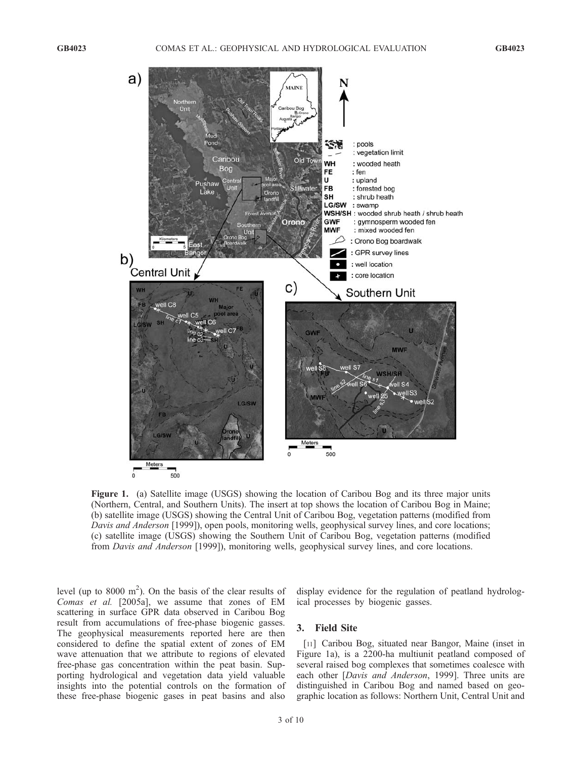**Figure 1.** (a) Satellite image (USGS) showing the location of Caribou Bog and its three major units (Northern, Central, and Southern Units). The insert at top shows the location of Caribou Bog in Maine; (b) satellite image (USGS) showing the Central Unit of Caribou Bog, vegetation patterns (modified from *Davis and Anderson* [1999]), open pools, monitoring wells, geophysical survey lines, and core locations; (c) satellite image (USGS) showing the Southern Unit of Caribou Bog, vegetation patterns (modified from *Davis and Anderson* [1999]), monitoring wells, geophysical survey lines, and core locations.

level (up to 8000 $m^2$). On the basis of the clear results of *Comas et al.* [2005a], we assume that zones of EM scattering in surface GPR data observed in Caribou Bog result from accumulations of free-phase biogenic gasses. The geophysical measurements reported here are then considered to define the spatial extent of zones of EM wave attenuation that we attribute to regions of elevated free-phase gas concentration within the peat basin. Supporting hydrological and vegetation data yield valuable insights into the potential controls on the formation of these free-phase biogenic gases in peat basins and also display evidence for the regulation of peatland hydrological processes by biogenic gasses.

## 3. Field Site

[11] Caribou Bog, situated near Bangor, Maine (inset in Figure 1a), is a 2200-ha multiunit peatland composed of several raised bog complexes that sometimes coalesce with each other [*Davis and Anderson*, 1999]. Three units are distinguished in Caribou Bog and named based on geographic location as follows: Northern Unit, Central Unit and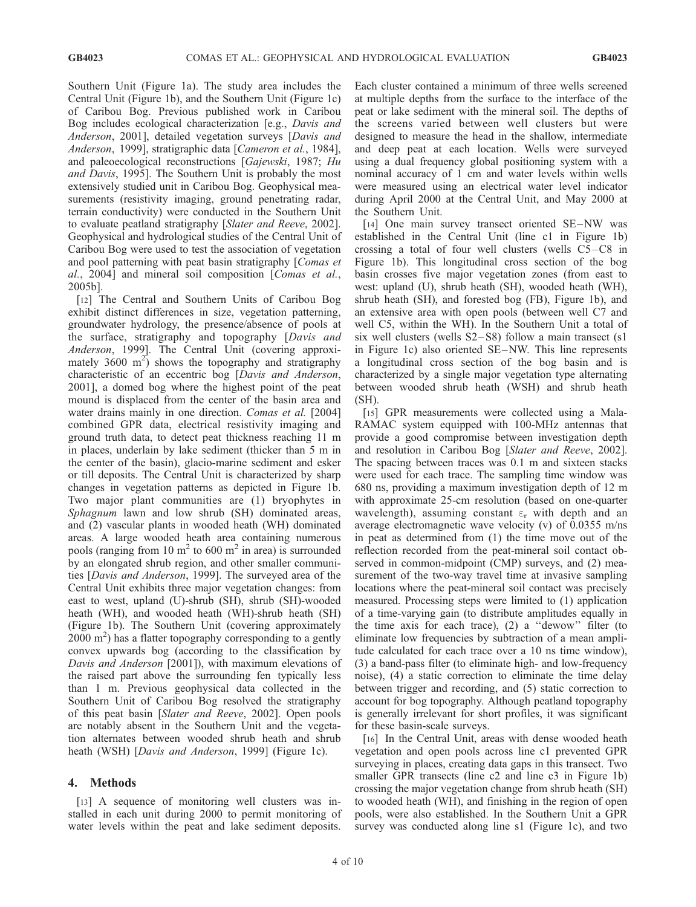Southern Unit (Figure 1a). The study area includes the Central Unit (Figure 1b), and the Southern Unit (Figure 1c) of Caribou Bog. Previous published work in Caribou Bog includes ecological characterization [e.g., *Davis and Anderson*, 2001], detailed vegetation surveys [*Davis and Anderson*, 1999], stratigraphic data [*Cameron et al.*, 1984], and paleoecological reconstructions [*Gajewski*, 1987; *Hu and Davis*, 1995]. The Southern Unit is probably the most extensively studied unit in Caribou Bog. Geophysical measurements (resistivity imaging, ground penetrating radar, terrain conductivity) were conducted in the Southern Unit to evaluate peatland stratigraphy [*Slater and Reeve*, 2002]. Geophysical and hydrological studies of the Central Unit of Caribou Bog were used to test the association of vegetation and pool patterning with peat basin stratigraphy [*Comas et al.*, 2004] and mineral soil composition [*Comas et al.*, 2005b].

[12] The Central and Southern Units of Caribou Bog exhibit distinct differences in size, vegetation patterning, groundwater hydrology, the presence/absence of pools at the surface, stratigraphy and topography [*Davis and Anderson*, 1999]. The Central Unit (covering approximately 3600 $m^2$) shows the topography and stratigraphy characteristic of an eccentric bog [*Davis and Anderson*, 2001], a domed bog where the highest point of the peat mound is displaced from the center of the basin area and water drains mainly in one direction. *Comas et al.* [2004] combined GPR data, electrical resistivity imaging and ground truth data, to detect peat thickness reaching 11 m in places, underlain by lake sediment (thicker than 5 m in the center of the basin), glacio-marine sediment and esker or till deposits. The Central Unit is characterized by sharp changes in vegetation patterns as depicted in Figure 1b. Two major plant communities are (1) bryophytes in *Sphagnum* lawn and low shrub (SH) dominated areas, and (2) vascular plants in wooded heath (WH) dominated areas. A large wooded heath area containing numerous pools (ranging from 10 $m^2$ to 600 $m^2$ in area) is surrounded by an elongated shrub region, and other smaller communities [*Davis and Anderson*, 1999]. The surveyed area of the Central Unit exhibits three major vegetation changes: from east to west, upland (U)-shrub (SH), shrub (SH)-wooded heath (WH), and wooded heath (WH)-shrub heath (SH) (Figure 1b). The Southern Unit (covering approximately 2000 $m^2$) has a flatter topography corresponding to a gently convex upwards bog (according to the classification by *Davis and Anderson* [2001]), with maximum elevations of the raised part above the surrounding fen typically less than 1 m. Previous geophysical data collected in the Southern Unit of Caribou Bog resolved the stratigraphy of this peat basin [*Slater and Reeve*, 2002]. Open pools are notably absent in the Southern Unit and the vegetation alternates between wooded shrub heath and shrub heath (WSH) [*Davis and Anderson*, 1999] (Figure 1c).

## 4. Methods

[13] A sequence of monitoring well clusters was installed in each unit during 2000 to permit monitoring of water levels within the peat and lake sediment deposits. Each cluster contained a minimum of three wells screened at multiple depths from the surface to the interface of the peat or lake sediment with the mineral soil. The depths of the screens varied between well clusters but were designed to measure the head in the shallow, intermediate and deep peat at each location. Wells were surveyed using a dual frequency global positioning system with a nominal accuracy of 1 cm and water levels within wells were measured using an electrical water level indicator during April 2000 at the Central Unit, and May 2000 at the Southern Unit.

[14] One main survey transect oriented SE–NW was established in the Central Unit (line c1 in Figure 1b) crossing a total of four well clusters (wells C5–C8 in Figure 1b). This longitudinal cross section of the bog basin crosses five major vegetation zones (from east to west: upland (U), shrub heath (SH), wooded heath (WH), shrub heath (SH), and forested bog (FB), Figure 1b), and an extensive area with open pools (between well C7 and well C5, within the WH). In the Southern Unit a total of six well clusters (wells S2–S8) follow a main transect (s1 in Figure 1c) also oriented SE–NW. This line represents a longitudinal cross section of the bog basin and is characterized by a single major vegetation type alternating between wooded shrub heath (WSH) and shrub heath (SH).

[15] GPR measurements were collected using a Mala-RAMAC system equipped with 100-MHz antennas that provide a good compromise between investigation depth and resolution in Caribou Bog [*Slater and Reeve*, 2002]. The spacing between traces was 0.1 m and sixteen stacks were used for each trace. The sampling time window was 680 ns, providing a maximum investigation depth of 12 m with approximate 25-cm resolution (based on one-quarter wavelength), assuming constant $\varepsilon_r$ with depth and an average electromagnetic wave velocity (v) of 0.0355 m/ns in peat as determined from (1) the time move out of the reflection recorded from the peat-mineral soil contact observed in common-midpoint (CMP) surveys, and (2) measurement of the two-way travel time at invasive sampling locations where the peat-mineral soil contact was precisely measured. Processing steps were limited to (1) application of a time-varying gain (to distribute amplitudes equally in the time axis for each trace), (2) a "dewow" filter (to eliminate low frequencies by subtraction of a mean amplitude calculated for each trace over a 10 ns time window), (3) a band-pass filter (to eliminate high- and low-frequency noise), (4) a static correction to eliminate the time delay between trigger and recording, and (5) static correction to account for bog topography. Although peatland topography is generally irrelevant for short profiles, it was significant for these basin-scale surveys.

[16] In the Central Unit, areas with dense wooded heath vegetation and open pools across line c1 prevented GPR surveying in places, creating data gaps in this transect. Two smaller GPR transects (line c2 and line c3 in Figure 1b) crossing the major vegetation change from shrub heath (SH) to wooded heath (WH), and finishing in the region of open pools, were also established. In the Southern Unit a GPR survey was conducted along line s1 (Figure 1c), and two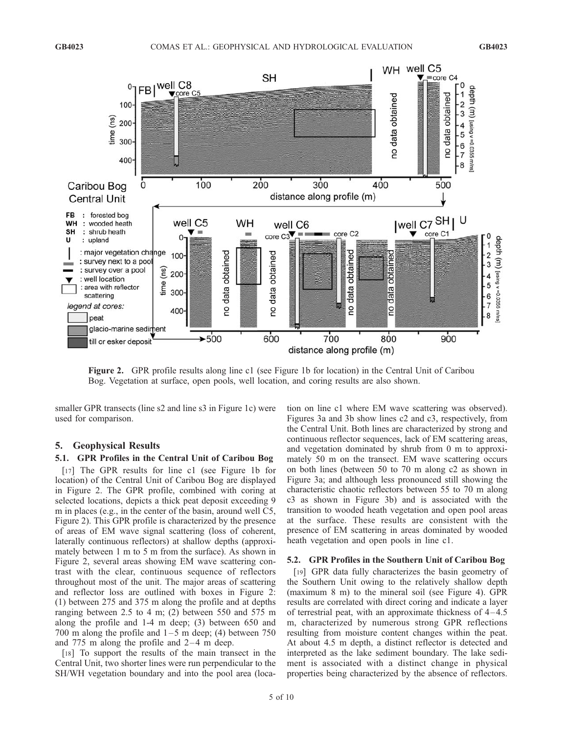**Figure 2.** GPR profile results along line c1 (see Figure 1b for location) in the Central Unit of Caribou Bog. Vegetation at surface, open pools, well location, and coring results are also shown.

smaller GPR transects (line s2 and line s3 in Figure 1c) were used for comparison.

## 5. Geophysical Results

### 5.1. GPR Profiles in the Central Unit of Caribou Bog

[17] The GPR results for line c1 (see Figure 1b for location) of the Central Unit of Caribou Bog are displayed in Figure 2. The GPR profile, combined with coring at selected locations, depicts a thick peat deposit exceeding 9 m in places (e.g., in the center of the basin, around well C5, Figure 2). This GPR profile is characterized by the presence of areas of EM wave signal scattering (loss of coherent, laterally continuous reflectors) at shallow depths (approximately between 1 m to 5 m from the surface). As shown in Figure 2, several areas showing EM wave scattering contrast with the clear, continuous sequence of reflectors throughout most of the unit. The major areas of scattering and reflector loss are outlined with boxes in Figure 2: (1) between 275 and 375 m along the profile and at depths ranging between 2.5 to 4 m; (2) between 550 and 575 m along the profile and 1-4 m deep; (3) between 650 and 700 m along the profile and 1–5 m deep; (4) between 750 and 775 m along the profile and 2–4 m deep.

[18] To support the results of the main transect in the Central Unit, two shorter lines were run perpendicular to the SH/WH vegetation boundary and into the pool area (location on line c1 where EM wave scattering was observed). Figures 3a and 3b show lines c2 and c3, respectively, from the Central Unit. Both lines are characterized by strong and continuous reflector sequences, lack of EM scattering areas, and vegetation dominated by shrub from 0 m to approximately 50 m on the transect. EM wave scattering occurs on both lines (between 50 to 70 m along c2 as shown in Figure 3a; and although less pronounced still showing the characteristic chaotic reflectors between 55 to 70 m along c3 as shown in Figure 3b) and is associated with the transition to wooded heath vegetation and open pool areas at the surface. These results are consistent with the presence of EM scattering in areas dominated by wooded heath vegetation and open pools in line c1.

### 5.2. GPR Profiles in the Southern Unit of Caribou Bog

[19] GPR data fully characterizes the basin geometry of the Southern Unit owing to the relatively shallow depth (maximum 8 m) to the mineral soil (see Figure 4). GPR results are correlated with direct coring and indicate a layer of terrestrial peat, with an approximate thickness of 4–4.5 m, characterized by numerous strong GPR reflections resulting from moisture content changes within the peat. At about 4.5 m depth, a distinct reflector is detected and interpreted as the lake sediment boundary. The lake sediment is associated with a distinct change in physical properties being characterized by the absence of reflectors.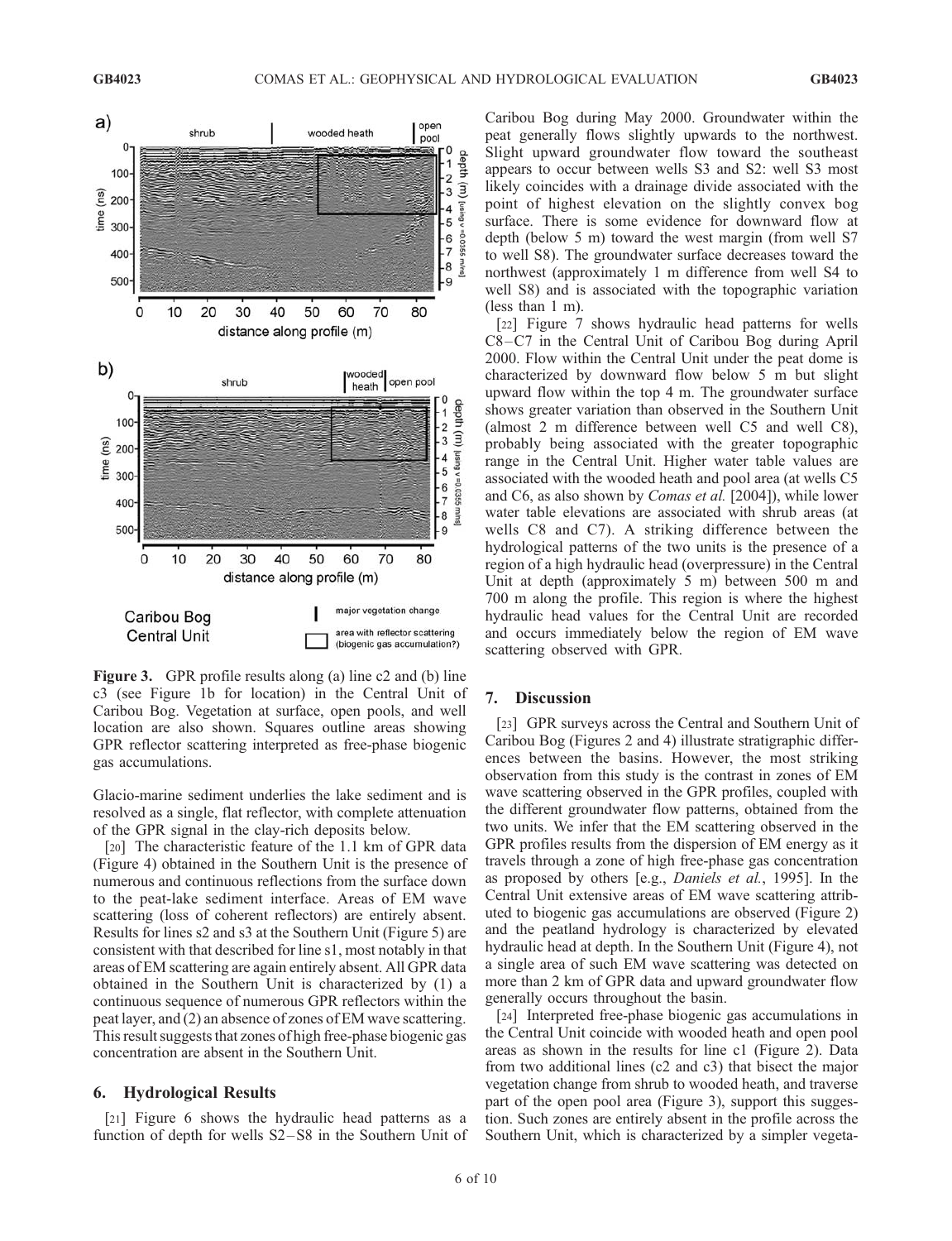**Figure 3.** GPR profile results along (a) line c2 and (b) line c3 (see Figure 1b for location) in the Central Unit of Caribou Bog. Vegetation at surface, open pools, and well location are also shown. Squares outline areas showing GPR reflector scattering interpreted as free-phase biogenic gas accumulations.

Glacio-marine sediment underlies the lake sediment and is resolved as a single, flat reflector, with complete attenuation of the GPR signal in the clay-rich deposits below.

[20] The characteristic feature of the 1.1 km of GPR data (Figure 4) obtained in the Southern Unit is the presence of numerous and continuous reflections from the surface down to the peat-lake sediment interface. Areas of EM wave scattering (loss of coherent reflectors) are entirely absent. Results for lines s2 and s3 at the Southern Unit (Figure 5) are consistent with that described for line s1, most notably in that areas of EM scattering are again entirely absent. All GPR data obtained in the Southern Unit is characterized by (1) a continuous sequence of numerous GPR reflectors within the peat layer, and (2) an absence of zones of EM wave scattering. This result suggests that zones of high free-phase biogenic gas concentration are absent in the Southern Unit.

## 6. Hydrological Results

[21] Figure 6 shows the hydraulic head patterns as a function of depth for wells S2–S8 in the Southern Unit of Caribou Bog during May 2000. Groundwater within the peat generally flows slightly upwards to the northwest. Slight upward groundwater flow toward the southeast appears to occur between wells S3 and S2: well S3 most likely coincides with a drainage divide associated with the point of highest elevation on the slightly convex bog surface. There is some evidence for downward flow at depth (below 5 m) toward the west margin (from well S7 to well S8). The groundwater surface decreases toward the northwest (approximately 1 m difference from well S4 to well S8) and is associated with the topographic variation (less than 1 m).

[22] Figure 7 shows hydraulic head patterns for wells C8–C7 in the Central Unit of Caribou Bog during April 2000. Flow within the Central Unit under the peat dome is characterized by downward flow below 5 m but slight upward flow within the top 4 m. The groundwater surface shows greater variation than observed in the Southern Unit (almost 2 m difference between well C5 and well C8), probably being associated with the greater topographic range in the Central Unit. Higher water table values are associated with the wooded heath and pool area (at wells C5 and C6, as also shown by *Comas et al.* [2004]), while lower water table elevations are associated with shrub areas (at wells C8 and C7). A striking difference between the hydrological patterns of the two units is the presence of a region of a high hydraulic head (overpressure) in the Central Unit at depth (approximately 5 m) between 500 m and 700 m along the profile. This region is where the highest hydraulic head values for the Central Unit are recorded and occurs immediately below the region of EM wave scattering observed with GPR.

## 7. Discussion

[23] GPR surveys across the Central and Southern Unit of Caribou Bog (Figures 2 and 4) illustrate stratigraphic differences between the basins. However, the most striking observation from this study is the contrast in zones of EM wave scattering observed in the GPR profiles, coupled with the different groundwater flow patterns, obtained from the two units. We infer that the EM scattering observed in the GPR profiles results from the dispersion of EM energy as it travels through a zone of high free-phase gas concentration as proposed by others [e.g., *Daniels et al.*, 1995]. In the Central Unit extensive areas of EM wave scattering attributed to biogenic gas accumulations are observed (Figure 2) and the peatland hydrology is characterized by elevated hydraulic head at depth. In the Southern Unit (Figure 4), not a single area of such EM wave scattering was detected on more than 2 km of GPR data and upward groundwater flow generally occurs throughout the basin.

[24] Interpreted free-phase biogenic gas accumulations in the Central Unit coincide with wooded heath and open pool areas as shown in the results for line c1 (Figure 2). Data from two additional lines (c2 and c3) that bisect the major vegetation change from shrub to wooded heath, and traverse part of the open pool area (Figure 3), support this suggestion. Such zones are entirely absent in the profile across the Southern Unit, which is characterized by a simpler vegeta-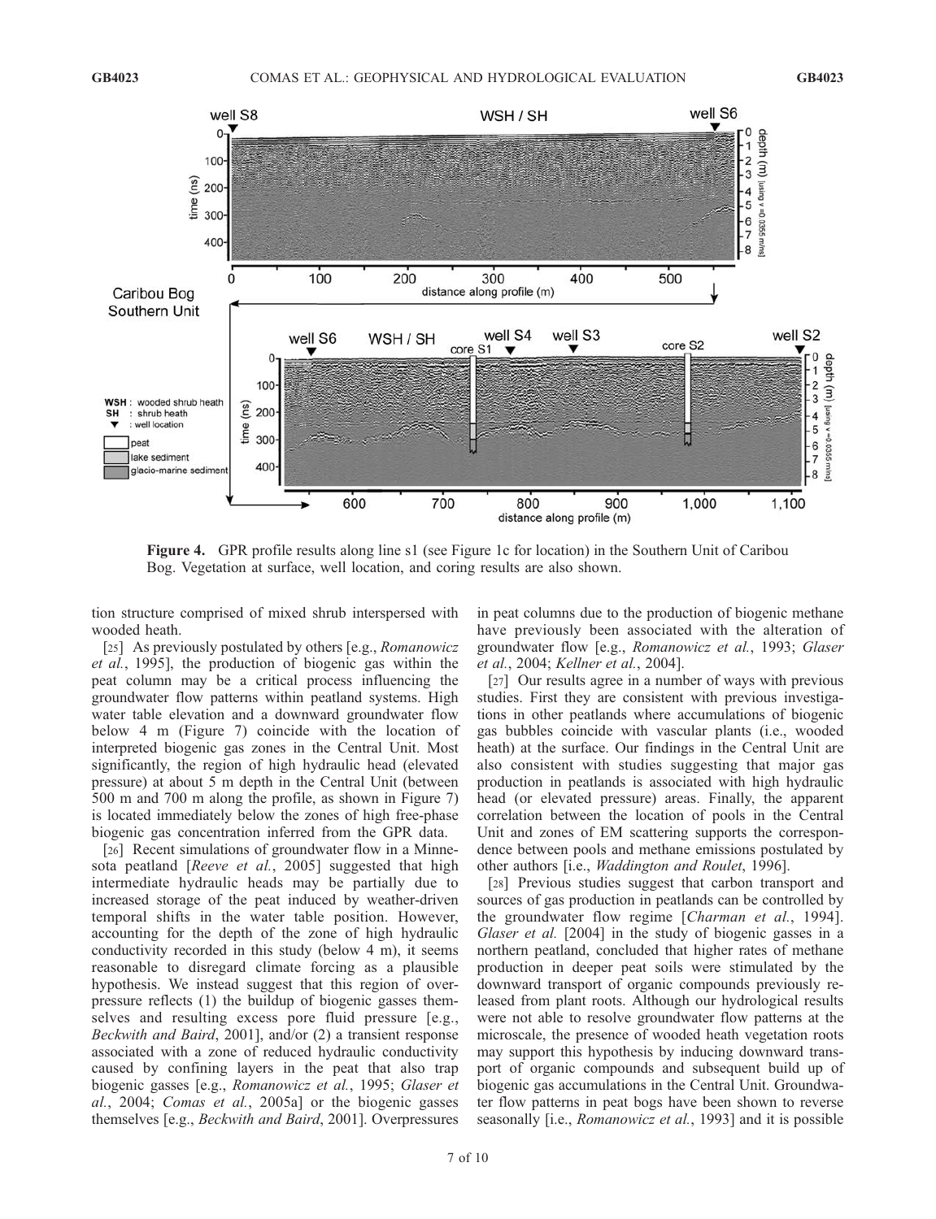**Figure 4.** GPR profile results along line s1 (see Figure 1c for location) in the Southern Unit of Caribou Bog. Vegetation at surface, well location, and coring results are also shown.

tion structure comprised of mixed shrub interspersed with wooded heath.

[25] As previously postulated by others [e.g., *Romanowicz et al.*, 1995], the production of biogenic gas within the peat column may be a critical process influencing the groundwater flow patterns within peatland systems. High water table elevation and a downward groundwater flow below 4 m (Figure 7) coincide with the location of interpreted biogenic gas zones in the Central Unit. Most significantly, the region of high hydraulic head (elevated pressure) at about 5 m depth in the Central Unit (between 500 m and 700 m along the profile, as shown in Figure 7) is located immediately below the zones of high free-phase biogenic gas concentration inferred from the GPR data.

[26] Recent simulations of groundwater flow in a Minnesota peatland [*Reeve et al.*, 2005] suggested that high intermediate hydraulic heads may be partially due to increased storage of the peat induced by weather-driven temporal shifts in the water table position. However, accounting for the depth of the zone of high hydraulic conductivity recorded in this study (below 4 m), it seems reasonable to disregard climate forcing as a plausible hypothesis. We instead suggest that this region of overpressure reflects (1) the buildup of biogenic gasses themselves and resulting excess pore fluid pressure [e.g., *Beckwith and Baird*, 2001], and/or (2) a transient response associated with a zone of reduced hydraulic conductivity caused by confining layers in the peat that also trap biogenic gasses [e.g., *Romanowicz et al.*, 1995; *Glaser et al.*, 2004; *Comas et al.*, 2005a] or the biogenic gasses themselves [e.g., *Beckwith and Baird*, 2001]. Overpressures in peat columns due to the production of biogenic methane have previously been associated with the alteration of groundwater flow [e.g., *Romanowicz et al.*, 1993; *Glaser et al.*, 2004; *Kellner et al.*, 2004].

[27] Our results agree in a number of ways with previous studies. First they are consistent with previous investigations in other peatlands where accumulations of biogenic gas bubbles coincide with vascular plants (i.e., wooded heath) at the surface. Our findings in the Central Unit are also consistent with studies suggesting that major gas production in peatlands is associated with high hydraulic head (or elevated pressure) areas. Finally, the apparent correlation between the location of pools in the Central Unit and zones of EM scattering supports the correspondence between pools and methane emissions postulated by other authors [i.e., *Waddington and Roulet*, 1996].

[28] Previous studies suggest that carbon transport and sources of gas production in peatlands can be controlled by the groundwater flow regime [*Charman et al.*, 1994]. *Glaser et al.* [2004] in the study of biogenic gasses in a northern peatland, concluded that higher rates of methane production in deeper peat soils were stimulated by the downward transport of organic compounds previously released from plant roots. Although our hydrological results were not able to resolve groundwater flow patterns at the microscale, the presence of wooded heath vegetation roots may support this hypothesis by inducing downward transport of organic compounds and subsequent build up of biogenic gas accumulations in the Central Unit. Groundwater flow patterns in peat bogs have been shown to reverse seasonally [i.e., *Romanowicz et al.*, 1993] and it is possible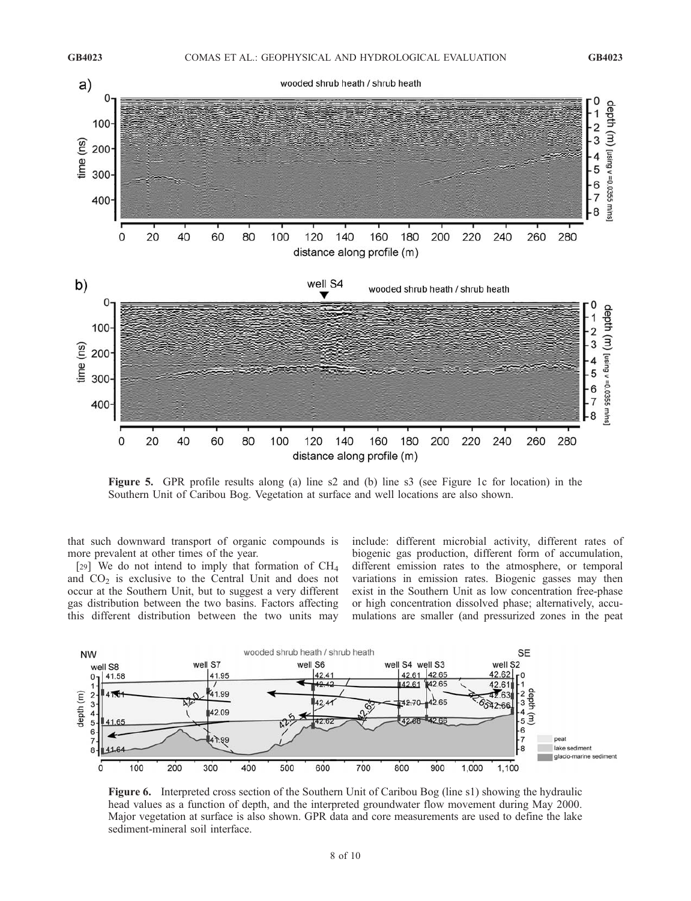**Figure 5.** GPR profile results along (a) line s2 and (b) line s3 (see Figure 1c for location) in the Southern Unit of Caribou Bog. Vegetation at surface and well locations are also shown.

that such downward transport of organic compounds is more prevalent at other times of the year.

[29] We do not intend to imply that formation of $CH_4$ and $CO_2$ is exclusive to the Central Unit and does not occur at the Southern Unit, but to suggest a very different gas distribution between the two basins. Factors affecting this different distribution between the two units may include: different microbial activity, different rates of biogenic gas production, different form of accumulation, different emission rates to the atmosphere, or temporal variations in emission rates. Biogenic gasses may then exist in the Southern Unit as low concentration free-phase or high concentration dissolved phase; alternatively, accumulations are smaller (and pressurized zones in the peat

**Figure 6.** Interpreted cross section of the Southern Unit of Caribou Bog (line s1) showing the hydraulic head values as a function of depth, and the interpreted groundwater flow movement during May 2000. Major vegetation at surface is also shown. GPR data and core measurements are used to define the lake sediment-mineral soil interface.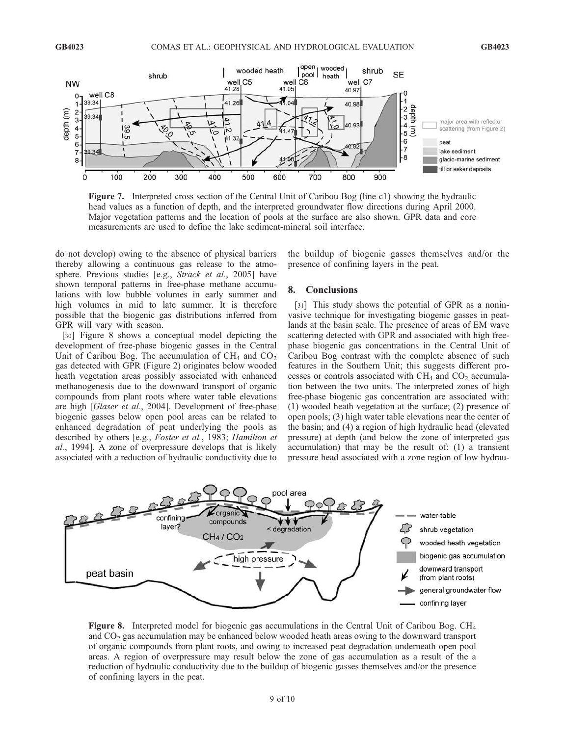**Figure 7.** Interpreted cross section of the Central Unit of Caribou Bog (line c1) showing the hydraulic head values as a function of depth, and the interpreted groundwater flow directions during April 2000. Major vegetation patterns and the location of pools at the surface are also shown. GPR data and core measurements are used to define the lake sediment-mineral soil interface.

do not develop) owing to the absence of physical barriers thereby allowing a continuous gas release to the atmosphere. Previous studies [e.g., *Strack et al.*, 2005] have shown temporal patterns in free-phase methane accumulations with low bubble volumes in early summer and high volumes in mid to late summer. It is therefore possible that the biogenic gas distributions inferred from GPR will vary with season.

[30] Figure 8 shows a conceptual model depicting the development of free-phase biogenic gasses in the Central Unit of Caribou Bog. The accumulation of $CH_4$ and $CO_2$ gas detected with GPR (Figure 2) originates below wooded heath vegetation areas possibly associated with enhanced methanogenesis due to the downward transport of organic compounds from plant roots where water table elevations are high [*Glaser et al.*, 2004]. Development of free-phase biogenic gasses below open pool areas can be related to enhanced degradation of peat underlying the pools as described by others [e.g., *Foster et al.*, 1983; *Hamilton et al.*, 1994]. A zone of overpressure develops that is likely associated with a reduction of hydraulic conductivity due to the buildup of biogenic gasses themselves and/or the presence of confining layers in the peat.

## 8. Conclusions

[31] This study shows the potential of GPR as a noninvasive technique for investigating biogenic gasses in peatlands at the basin scale. The presence of areas of EM wave scattering detected with GPR and associated with high free-phase biogenic gas concentrations in the Central Unit of Caribou Bog contrast with the complete absence of such features in the Southern Unit; this suggests different processes or controls associated with $CH_4$ and $CO_2$ accumulation between the two units. The interpreted zones of high free-phase biogenic gas concentration are associated with: (1) wooded heath vegetation at the surface; (2) presence of open pools; (3) high water table elevations near the center of the basin; and (4) a region of high hydraulic head (elevated pressure) at depth (and below the zone of interpreted gas accumulation) that may be the result of: (1) a transient pressure head associated with a zone region of low hydrau-

**Figure 8.** Interpreted model for biogenic gas accumulations in the Central Unit of Caribou Bog. $CH_4$ and $CO_2$ gas accumulation may be enhanced below wooded heath areas owing to the downward transport of organic compounds from plant roots, and owing to increased peat degradation underneath open pool areas. A region of overpressure may result below the zone of gas accumulation as a result of the a reduction of hydraulic conductivity due to the buildup of biogenic gasses themselves and/or the presence of confining layers in the peat.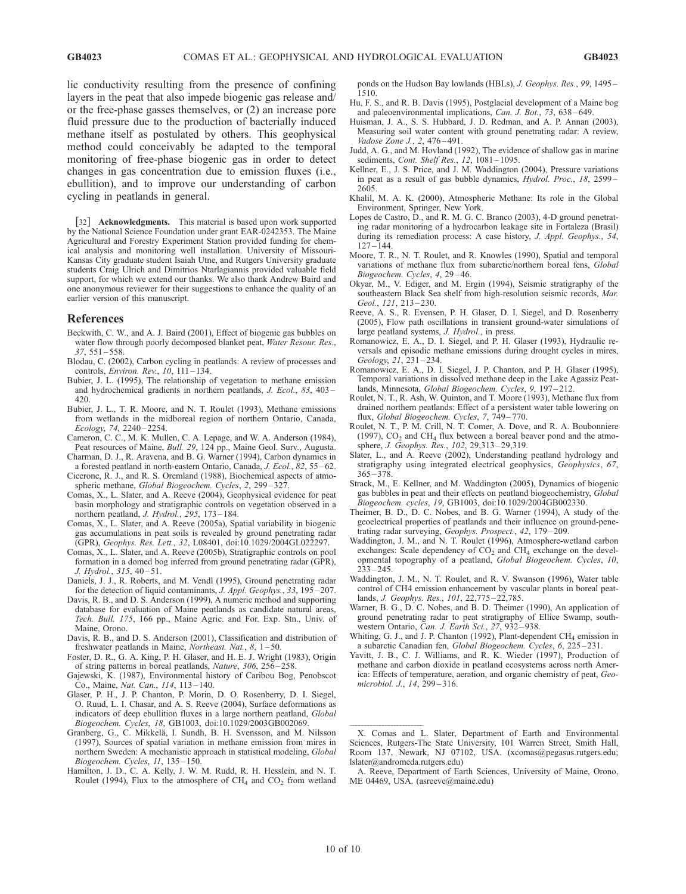lic conductivity resulting from the presence of confining layers in the peat that also impede biogenic gas release and/or the free-phase gasses themselves, or (2) an increase pore fluid pressure due to the production of bacterially induced methane itself as postulated by others. This geophysical method could conceivably be adapted to the temporal monitoring of free-phase biogenic gas in order to detect changes in gas concentration due to emission fluxes (i.e., ebullition), and to improve our understanding of carbon cycling in peatlands in general.

[32] **Acknowledgments.** This material is based upon work supported by the National Science Foundation under grant EAR-0242353. The Maine Agricultural and Forestry Experiment Station provided funding for chemical analysis and monitoring well installation. University of Missouri-Kansas City graduate student Isaiah Utne, and Rutgers University graduate students Craig Ulrich and Dimitrios Ntarlagiannis provided valuable field support, for which we extend our thanks. We also thank Andrew Baird and one anonymous reviewer for their suggestions to enhance the quality of an earlier version of this manuscript.

## References

Beckwith, C. W., and A. J. Baird (2001), Effect of biogenic gas bubbles on water flow through poorly decomposed blanket peat, *Water Resour. Res.*, *37*, 551–558.

Blodau, C. (2002), Carbon cycling in peatlands: A review of processes and controls, *Environ. Rev.*, *10*, 111–134.

Bubier, J. L. (1995), The relationship of vegetation to methane emission and hydrochemical gradients in northern peatlands, *J. Ecol.*, *83*, 403–420.

Bubier, J. L., T. R. Moore, and N. T. Roulet (1993), Methane emissions from wetlands in the midboreal region of northern Ontario, Canada, *Ecology*, *74*, 2240–2254.

Cameron, C. C., M. K. Mullen, C. A. Lepage, and W. A. Anderson (1984), Peat resources of Maine, *Bull. 29*, 124 pp., Maine Geol. Surv., Augusta.

Charman, D. J., R. Aravena, and B. G. Warner (1994), Carbon dynamics in a forested peatland in north-eastern Ontario, Canada, *J. Ecol.*, *82*, 55–62.

Cicerone, R. J., and R. S. Oremland (1988), Biochemical aspects of atmospheric methane, *Global Biogeochem. Cycles*, *2*, 299–327.

Comas, X., L. Slater, and A. Reeve (2004), Geophysical evidence for peat basin morphology and stratigraphic controls on vegetation observed in a northern peatland, *J. Hydrol.*, *295*, 173–184.

Comas, X., L. Slater, and A. Reeve (2005a), Spatial variability in biogenic gas accumulations in peat soils is revealed by ground penetrating radar (GPR), *Geophys. Res. Lett.*, *32*, L08401, doi:10.1029/2004GL022297.

Comas, X., L. Slater, and A. Reeve (2005b), Stratigraphic controls on pool formation in a domed bog inferred from ground penetrating radar (GPR), *J. Hydrol.*, *315*, 40–51.

Daniels, J. J., R. Roberts, and M. Vendl (1995), Ground penetrating radar for the detection of liquid contaminants, *J. Appl. Geophys.*, *33*, 195–207.

Davis, R. B., and D. S. Anderson (1999), A numeric method and supporting database for evaluation of Maine peatlands as candidate natural areas, *Tech. Bull. 175*, 166 pp., Maine Agric. and For. Exp. Stn., Univ. of Maine, Orono.

Davis, R. B., and D. S. Anderson (2001), Classification and distribution of freshwater peatlands in Maine, *Northeast. Nat.*, *8*, 1–50.

Foster, D. R., G. A. King, P. H. Glaser, and H. E. J. Wright (1983), Origin of string patterns in boreal peatlands, *Nature*, *306*, 256–258.

Gajewski, K. (1987), Environmental history of Caribou Bog, Penobscot Co., Maine, *Nat. Can.*, *114*, 113–140.

Glaser, P. H., J. P. Chanton, P. Morin, D. O. Rosenberry, D. I. Siegel, O. Ruud, L. I. Chasar, and A. S. Reeve (2004), Surface deformations as indicators of deep ebullition fluxes in a large northern peatland, *Global Biogeochem. Cycles*, *18*, GB1003, doi:10.1029/2003GB002069.

Granberg, G., C. Mikkelä, I. Sundh, B. H. Svensson, and M. Nilsson (1997), Sources of spatial variation in methane emission from mires in northern Sweden: A mechanistic approach in statistical modeling, *Global Biogeochem. Cycles*, *11*, 135–150.

Hamilton, J. D., C. A. Kelly, J. W. M. Rudd, R. H. Hesslein, and N. T. Roulet (1994), Flux to the atmosphere of $CH_4$ and $CO_2$ from wetland ponds on the Hudson Bay lowlands (HBLs), *J. Geophys. Res.*, *99*, 1495–1510.

Hu, F. S., and R. B. Davis (1995), Postglacial development of a Maine bog and paleoenvironmental implications, *Can. J. Bot.*, *73*, 638–649.

Huisman, J. A., S. S. Hubbard, J. D. Redman, and A. P. Annan (2003), Measuring soil water content with ground penetrating radar: A review, *Vadose Zone J.*, *2*, 476–491.

Judd, A. G., and M. Hovland (1992), The evidence of shallow gas in marine sediments, *Cont. Shelf Res.*, *12*, 1081–1095.

Kellner, E., J. S. Price, and J. M. Waddington (2004), Pressure variations in peat as a result of gas bubble dynamics, *Hydrol. Proc.*, *18*, 2599–2605.

Khalil, M. A. K. (2000), Atmospheric Methane: Its role in the Global Environment, Springer, New York.

Lopes de Castro, D., and R. M. G. C. Branco (2003), 4-D ground penetrating radar monitoring of a hydrocarbon leakage site in Fortaleza (Brasil) during its remediation process: A case history, *J. Appl. Geophys.*, *54*, 127–144.

Moore, T. R., N. T. Roulet, and R. Knowles (1990), Spatial and temporal variations of methane flux from subarctic/northern boreal fens, *Global Biogeochem. Cycles*, *4*, 29–46.

Okyar, M., V. Ediger, and M. Ergin (1994), Seismic stratigraphy of the southeastern Black Sea shelf from high-resolution seismic records, *Mar. Geol.*, *121*, 213–230.

Reeve, A. S., R. Evensen, P. H. Glaser, D. I. Siegel, and D. Rosenberry (2005), Flow path oscillations in transient ground-water simulations of large peatland systems, *J. Hydrol.*, in press.

Romanowicz, E. A., D. I. Siegel, and P. H. Glaser (1993), Hydraulic reversals and episodic methane emissions during drought cycles in mires, *Geology*, *21*, 231–234.

Romanowicz, E. A., D. I. Siegel, J. P. Chanton, and P. H. Glaser (1995), Temporal variations in dissolved methane deep in the Lake Agassiz Peatlands, Minnesota, *Global Biogeochem. Cycles*, *9*, 197–212.

Roulet, N. T., R. Ash, W. Quinton, and T. Moore (1993), Methane flux from drained northern peatlands: Effect of a persistent water table lowering on flux, *Global Biogeochem. Cycles*, *7*, 749–770.

Roulet, N. T., P. M. Crill, N. T. Comer, A. Dove, and R. A. Boubonniere (1997), $CO_2$ and $CH_4$ flux between a boreal beaver pond and the atmosphere, *J. Geophys. Res.*, *102*, 29,313–29,319.

Slater, L., and A. Reeve (2002), Understanding peatland hydrology and stratigraphy using integrated electrical geophysics, *Geophysics*, *67*, 365–378.

Strack, M., E. Kellner, and M. Waddington (2005), Dynamics of biogenic gas bubbles in peat and their effects on peatland biogeochemistry, *Global Biogeochem. cycles*, *19*, GB1003, doi:10.1029/2004GB002330.

Theimer, B. D., D. C. Nobes, and B. G. Warner (1994), A study of the geoelectrical properties of peatlands and their influence on ground-penetrating radar surveying, *Geophys. Prospect.*, *42*, 179–209.

Waddington, J. M., and N. T. Roulet (1996), Atmosphere-wetland carbon exchanges: Scale dependency of $CO_2$ and $CH_4$ exchange on the developmental topography of a peatland, *Global Biogeochem. Cycles*, *10*, 233–245.

Waddington, J. M., N. T. Roulet, and R. V. Swanson (1996), Water table control of CH4 emission enhancement by vascular plants in boreal peatlands, *J. Geophys. Res.*, *101*, 22,775–22,785.

Warner, B. G., D. C. Nobes, and B. D. Theimer (1990), An application of ground penetrating radar to peat stratigraphy of Ellice Swamp, southwestern Ontario, *Can. J. Earth Sci.*, *27*, 932–938.

Whiting, G. J., and J. P. Chanton (1992), Plant-dependent $CH_4$ emission in a subarctic Canadian fen, *Global Biogeochem. Cycles*, *6*, 225–231.

Yavitt, J. B., C. J. Williams, and R. K. Wieder (1997), Production of methane and carbon dioxide in peatland ecosystems across north America: Effects of temperature, aeration, and organic chemistry of peat, *Geomicrobiol. J.*, *14*, 299–316.

---

X. Comas and L. Slater, Department of Earth and Environmental Sciences, Rutgers-The State University, 101 Warren Street, Smith Hall, Room 137, Newark, NJ 07102, USA. (xcomas@pegasus.rutgers.edu; lslater@andromeda.rutgers.edu)

A. Reeve, Department of Earth Sciences, University of Maine, Orono, ME 04469, USA. (asreeve@maine.edu)